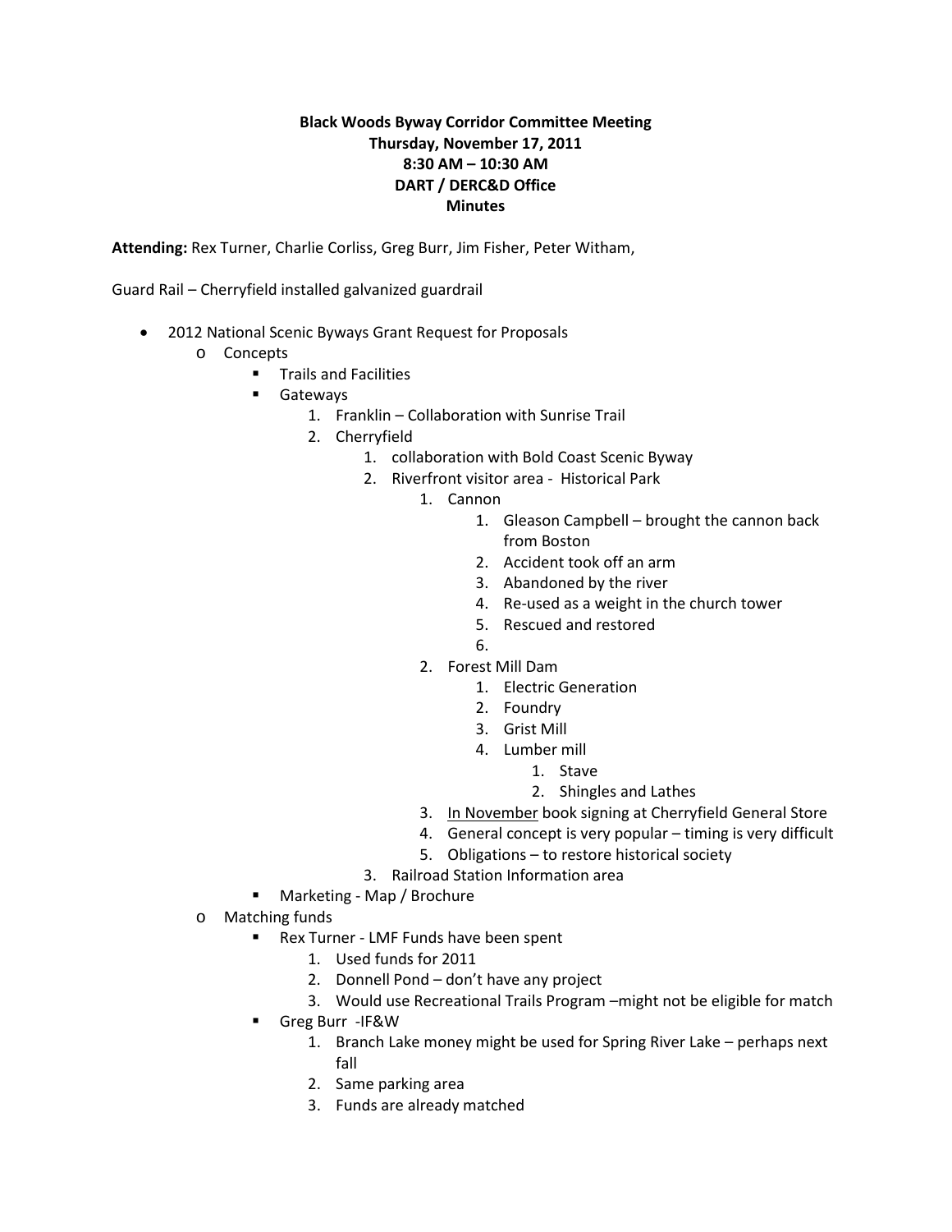**Black Woods Byway Corridor Committee Meeting**
**Thursday, November 17, 2011**
**8:30 AM – 10:30 AM**
**DART / DERC&D Office**
**Minutes**

**Attending:** Rex Turner, Charlie Corliss, Greg Burr, Jim Fisher, Peter Witham,

Guard Rail – Cherryfield installed galvanized guardrail

- 2012 National Scenic Byways Grant Request for Proposals
  - Concepts
    - Trails and Facilities
    - Gateways
      1. Franklin – Collaboration with Sunrise Trail
      2. Cherryfield
         1. collaboration with Bold Coast Scenic Byway
         2. Riverfront visitor area - Historical Park
            1. Cannon
               1. Gleason Campbell – brought the cannon back from Boston
               2. Accident took off an arm
               3. Abandoned by the river
               4. Re-used as a weight in the church tower
               5. Rescued and restored
               6. 
            2. Forest Mill Dam
               1. Electric Generation
               2. Foundry
               3. Grist Mill
               4. Lumber mill
                  1. Stave
                  2. Shingles and Lathes
            3. <u>In November</u> book signing at Cherryfield General Store
            4. General concept is very popular – timing is very difficult
            5. Obligations – to restore historical society
         3. Railroad Station Information area
    - Marketing - Map / Brochure
  - Matching funds
    - Rex Turner - LMF Funds have been spent
      1. Used funds for 2011
      2. Donnell Pond – don't have any project
      3. Would use Recreational Trails Program –might not be eligible for match
    - Greg Burr -IF&W
      1. Branch Lake money might be used for Spring River Lake – perhaps next fall
      2. Same parking area
      3. Funds are already matched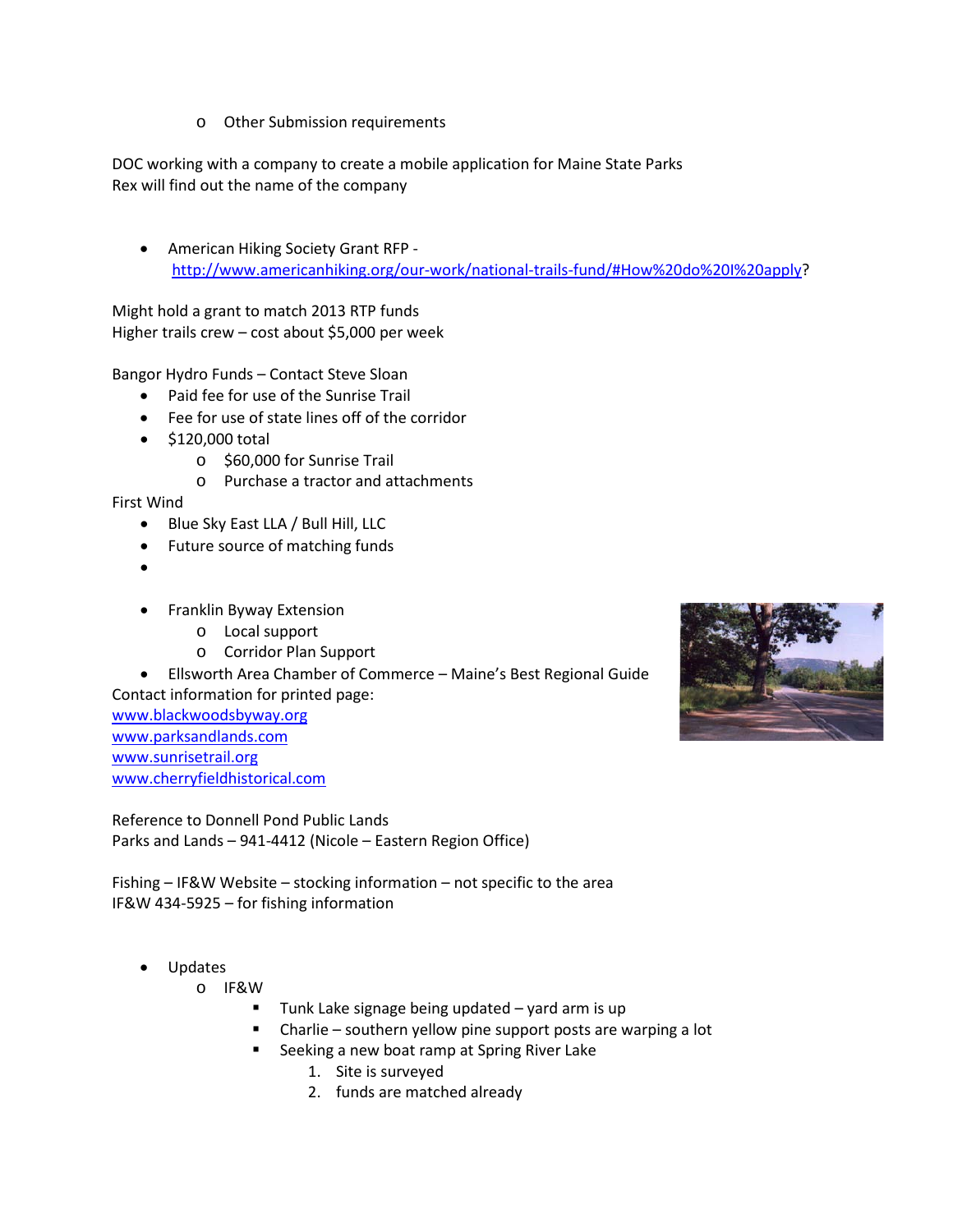- Other Submission requirements

DOC working with a company to create a mobile application for Maine State Parks
Rex will find out the name of the company

- American Hiking Society Grant RFP - http://www.americanhiking.org/our-work/national-trails-fund/#How%20do%20I%20apply?

Might hold a grant to match 2013 RTP funds
Higher trails crew – cost about $5,000 per week

Bangor Hydro Funds – Contact Steve Sloan

- Paid fee for use of the Sunrise Trail
- Fee for use of state lines off of the corridor
- $120,000 total
    - $60,000 for Sunrise Trail
    - Purchase a tractor and attachments

First Wind

- Blue Sky East LLA / Bull Hill, LLC
- Future source of matching funds
-

- Franklin Byway Extension
    - Local support
    - Corridor Plan Support
- Ellsworth Area Chamber of Commerce – Maine's Best Regional Guide

Contact information for printed page:
www.blackwoodsbyway.org
www.parksandlands.com
www.sunrisetrail.org
www.cherryfieldhistorical.com

Reference to Donnell Pond Public Lands
Parks and Lands – 941-4412 (Nicole – Eastern Region Office)

Fishing – IF&W Website – stocking information – not specific to the area
IF&W 434-5925 – for fishing information

- Updates
    - IF&W
        - Tunk Lake signage being updated – yard arm is up
        - Charlie – southern yellow pine support posts are warping a lot
        - Seeking a new boat ramp at Spring River Lake
            1. Site is surveyed
            2. funds are matched already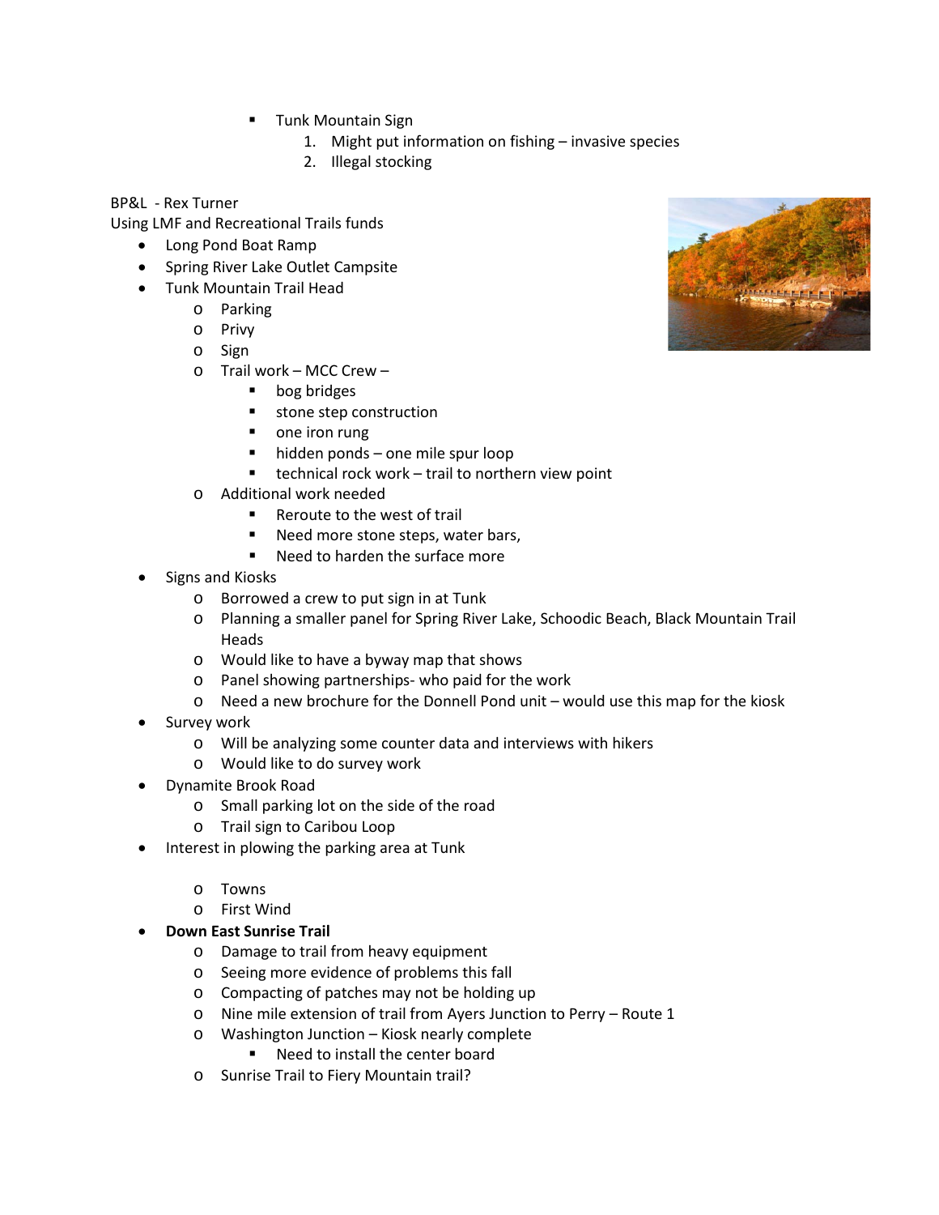- Tunk Mountain Sign
            1. Might put information on fishing – invasive species
            2. Illegal stocking

BP&L - Rex Turner

Using LMF and Recreational Trails funds

- Long Pond Boat Ramp
- Spring River Lake Outlet Campsite
- Tunk Mountain Trail Head
    - Parking
    - Privy
    - Sign
    - Trail work – MCC Crew –
        - bog bridges
        - stone step construction
        - one iron rung
        - hidden ponds – one mile spur loop
        - technical rock work – trail to northern view point
    - Additional work needed
        - Reroute to the west of trail
        - Need more stone steps, water bars,
        - Need to harden the surface more
- Signs and Kiosks
    - Borrowed a crew to put sign in at Tunk
    - Planning a smaller panel for Spring River Lake, Schoodic Beach, Black Mountain Trail Heads
    - Would like to have a byway map that shows
    - Panel showing partnerships- who paid for the work
    - Need a new brochure for the Donnell Pond unit – would use this map for the kiosk
- Survey work
    - Will be analyzing some counter data and interviews with hikers
    - Would like to do survey work
- Dynamite Brook Road
    - Small parking lot on the side of the road
    - Trail sign to Caribou Loop
- Interest in plowing the parking area at Tunk
    - Towns
    - First Wind
- **Down East Sunrise Trail**
    - Damage to trail from heavy equipment
    - Seeing more evidence of problems this fall
    - Compacting of patches may not be holding up
    - Nine mile extension of trail from Ayers Junction to Perry – Route 1
    - Washington Junction – Kiosk nearly complete
        - Need to install the center board
    - Sunrise Trail to Fiery Mountain trail?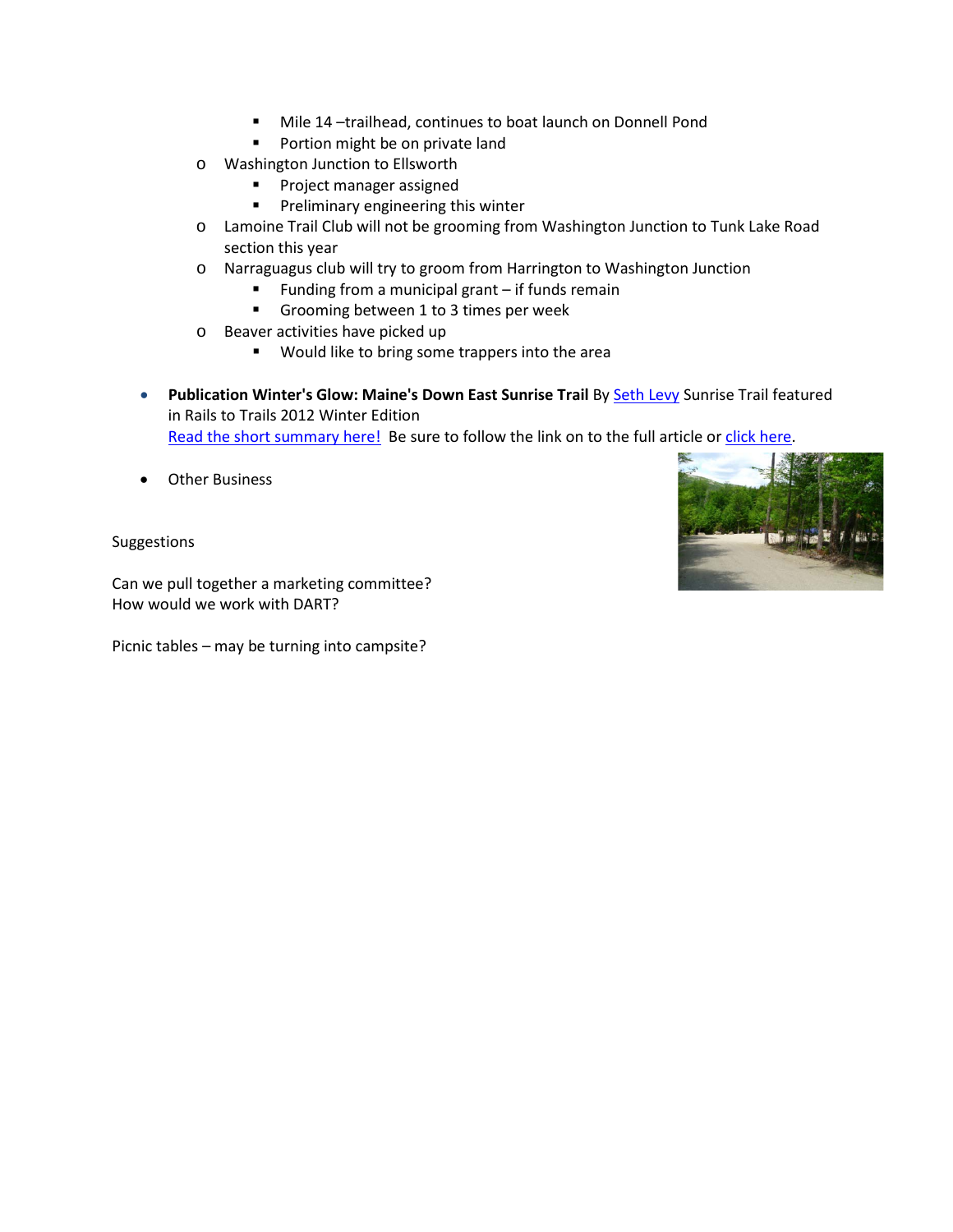- Mile 14 –trailhead, continues to boat launch on Donnell Pond
    - Portion might be on private land
  - Washington Junction to Ellsworth
    - Project manager assigned
    - Preliminary engineering this winter
  - Lamoine Trail Club will not be grooming from Washington Junction to Tunk Lake Road section this year
  - Narraguagus club will try to groom from Harrington to Washington Junction
    - Funding from a municipal grant – if funds remain
    - Grooming between 1 to 3 times per week
  - Beaver activities have picked up
    - Would like to bring some trappers into the area

- **Publication Winter's Glow: Maine's Down East Sunrise Trail** By Seth Levy Sunrise Trail featured in Rails to Trails 2012 Winter Edition
  Read the short summary here! Be sure to follow the link on to the full article or click here.

- Other Business

Suggestions

Can we pull together a marketing committee?
How would we work with DART?

Picnic tables – may be turning into campsite?